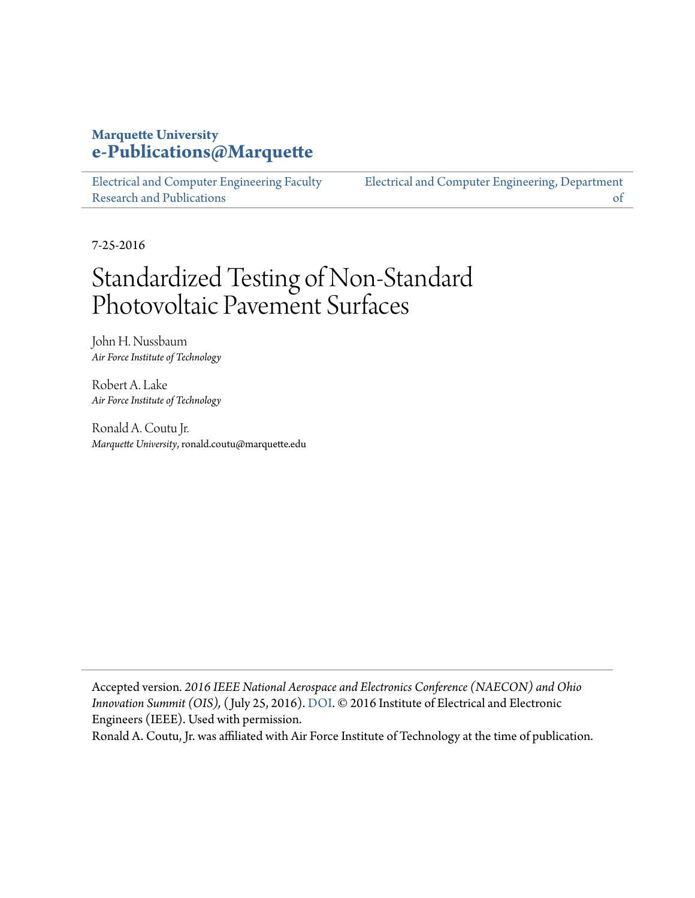**Marquette University**
**e-Publications@Marquette**

Electrical and Computer Engineering Faculty Research and Publications

Electrical and Computer Engineering, Department of

7-25-2016

# Standardized Testing of Non-Standard Photovoltaic Pavement Surfaces

John H. Nussbaum
*Air Force Institute of Technology*

Robert A. Lake
*Air Force Institute of Technology*

Ronald A. Coutu Jr.
*Marquette University*, ronald.coutu@marquette.edu

---

Accepted version. *2016 IEEE National Aerospace and Electronics Conference (NAECON) and Ohio Innovation Summit (OIS),* (July 25, 2016). DOI. © 2016 Institute of Electrical and Electronic Engineers (IEEE). Used with permission.

Ronald A. Coutu, Jr. was affiliated with Air Force Institute of Technology at the time of publication.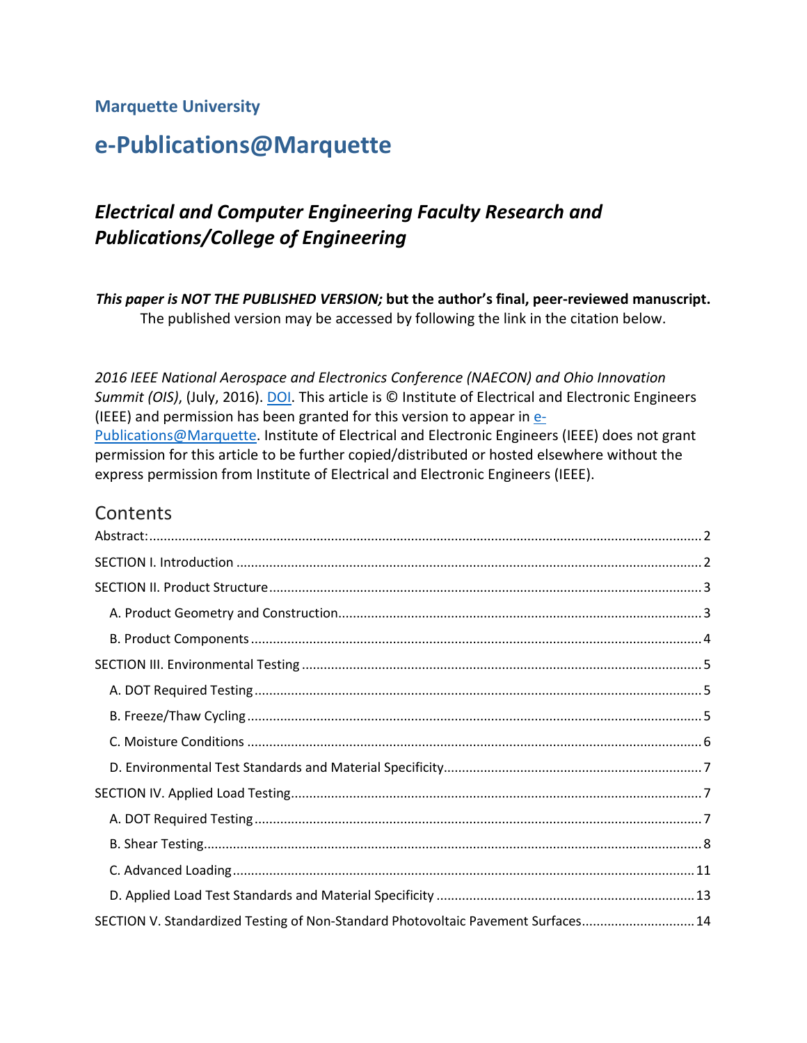**Marquette University**

# e-Publications@Marquette

## *Electrical and Computer Engineering Faculty Research and Publications/College of Engineering*

***This paper is NOT THE PUBLISHED VERSION;* but the author's final, peer-reviewed manuscript.** The published version may be accessed by following the link in the citation below.

*2016 IEEE National Aerospace and Electronics Conference (NAECON) and Ohio Innovation Summit (OIS)*, (July, 2016). DOI. This article is © Institute of Electrical and Electronic Engineers (IEEE) and permission has been granted for this version to appear in e-Publications@Marquette. Institute of Electrical and Electronic Engineers (IEEE) does not grant permission for this article to be further copied/distributed or hosted elsewhere without the express permission from Institute of Electrical and Electronic Engineers (IEEE).

## Contents

- Abstract: ..... 2
- SECTION I. Introduction ..... 2
- SECTION II. Product Structure ..... 3
  - A. Product Geometry and Construction ..... 3
  - B. Product Components ..... 4
- SECTION III. Environmental Testing ..... 5
  - A. DOT Required Testing ..... 5
  - B. Freeze/Thaw Cycling ..... 5
  - C. Moisture Conditions ..... 6
  - D. Environmental Test Standards and Material Specificity ..... 7
- SECTION IV. Applied Load Testing ..... 7
  - A. DOT Required Testing ..... 7
  - B. Shear Testing ..... 8
  - C. Advanced Loading ..... 11
  - D. Applied Load Test Standards and Material Specificity ..... 13
- SECTION V. Standardized Testing of Non-Standard Photovoltaic Pavement Surfaces ..... 14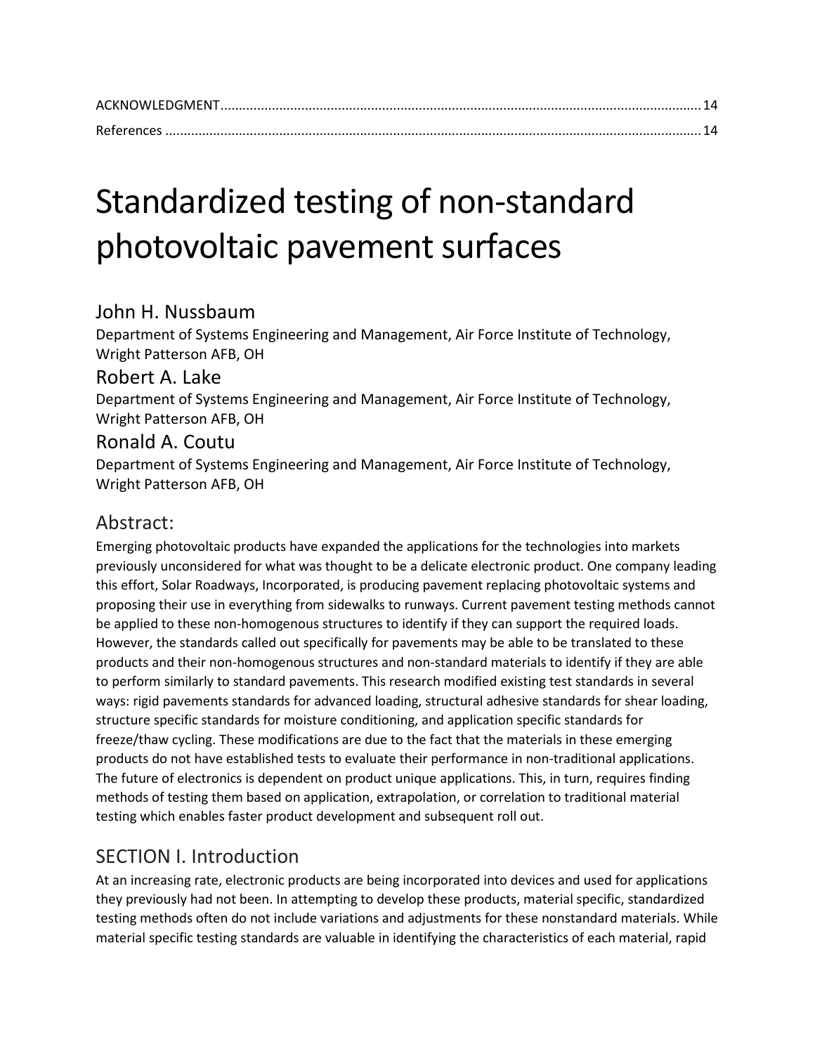ACKNOWLEDGMENT......................................................................................................................................14

References ..................................................................................................................................................14

# Standardized testing of non-standard photovoltaic pavement surfaces

## John H. Nussbaum

Department of Systems Engineering and Management, Air Force Institute of Technology, Wright Patterson AFB, OH

## Robert A. Lake

Department of Systems Engineering and Management, Air Force Institute of Technology, Wright Patterson AFB, OH

## Ronald A. Coutu

Department of Systems Engineering and Management, Air Force Institute of Technology, Wright Patterson AFB, OH

## Abstract:

Emerging photovoltaic products have expanded the applications for the technologies into markets previously unconsidered for what was thought to be a delicate electronic product. One company leading this effort, Solar Roadways, Incorporated, is producing pavement replacing photovoltaic systems and proposing their use in everything from sidewalks to runways. Current pavement testing methods cannot be applied to these non-homogenous structures to identify if they can support the required loads. However, the standards called out specifically for pavements may be able to be translated to these products and their non-homogenous structures and non-standard materials to identify if they are able to perform similarly to standard pavements. This research modified existing test standards in several ways: rigid pavements standards for advanced loading, structural adhesive standards for shear loading, structure specific standards for moisture conditioning, and application specific standards for freeze/thaw cycling. These modifications are due to the fact that the materials in these emerging products do not have established tests to evaluate their performance in non-traditional applications. The future of electronics is dependent on product unique applications. This, in turn, requires finding methods of testing them based on application, extrapolation, or correlation to traditional material testing which enables faster product development and subsequent roll out.

## SECTION I. Introduction

At an increasing rate, electronic products are being incorporated into devices and used for applications they previously had not been. In attempting to develop these products, material specific, standardized testing methods often do not include variations and adjustments for these nonstandard materials. While material specific testing standards are valuable in identifying the characteristics of each material, rapid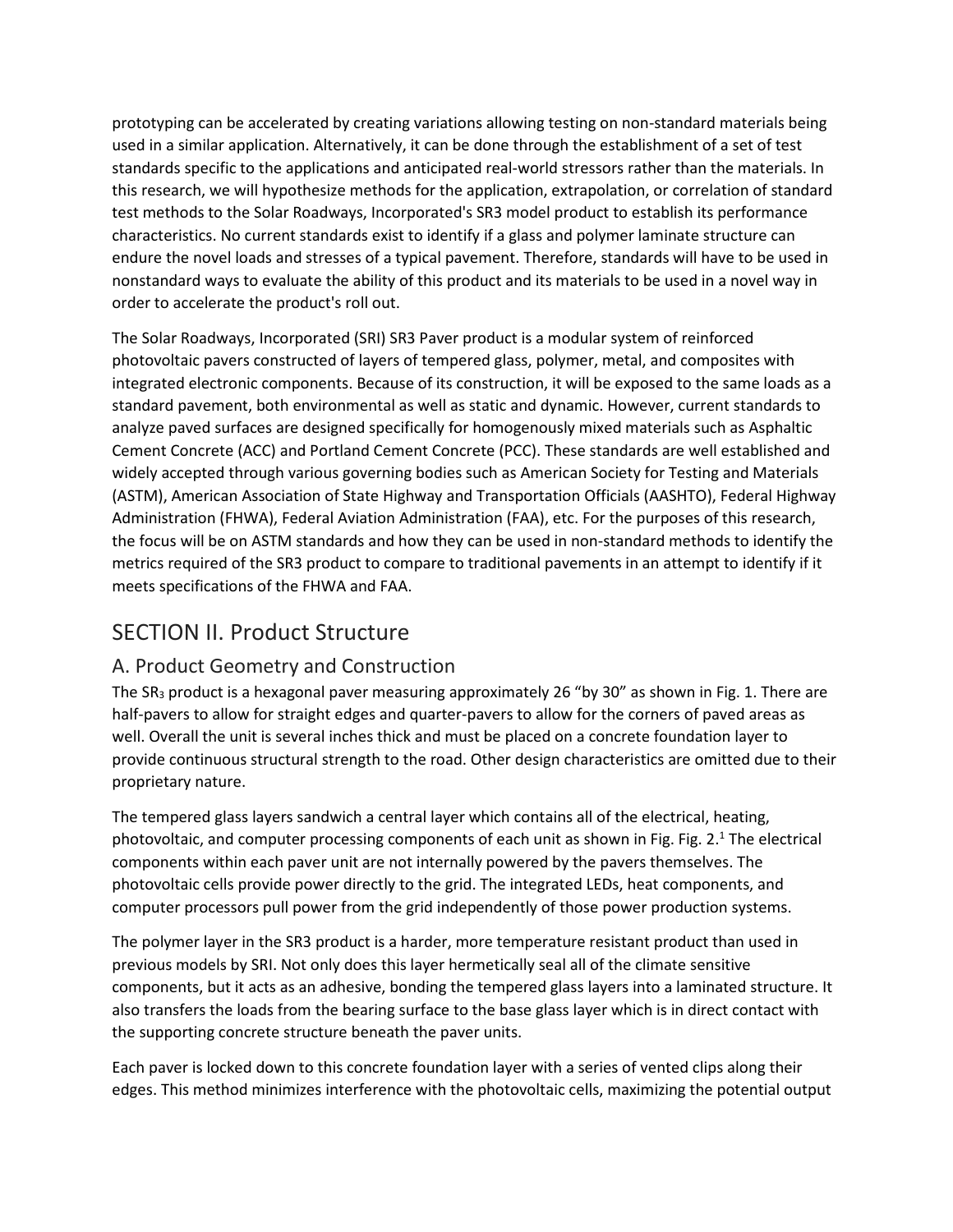prototyping can be accelerated by creating variations allowing testing on non-standard materials being used in a similar application. Alternatively, it can be done through the establishment of a set of test standards specific to the applications and anticipated real-world stressors rather than the materials. In this research, we will hypothesize methods for the application, extrapolation, or correlation of standard test methods to the Solar Roadways, Incorporated's SR3 model product to establish its performance characteristics. No current standards exist to identify if a glass and polymer laminate structure can endure the novel loads and stresses of a typical pavement. Therefore, standards will have to be used in nonstandard ways to evaluate the ability of this product and its materials to be used in a novel way in order to accelerate the product's roll out.

The Solar Roadways, Incorporated (SRI) SR3 Paver product is a modular system of reinforced photovoltaic pavers constructed of layers of tempered glass, polymer, metal, and composites with integrated electronic components. Because of its construction, it will be exposed to the same loads as a standard pavement, both environmental as well as static and dynamic. However, current standards to analyze paved surfaces are designed specifically for homogenously mixed materials such as Asphaltic Cement Concrete (ACC) and Portland Cement Concrete (PCC). These standards are well established and widely accepted through various governing bodies such as American Society for Testing and Materials (ASTM), American Association of State Highway and Transportation Officials (AASHTO), Federal Highway Administration (FHWA), Federal Aviation Administration (FAA), etc. For the purposes of this research, the focus will be on ASTM standards and how they can be used in non-standard methods to identify the metrics required of the SR3 product to compare to traditional pavements in an attempt to identify if it meets specifications of the FHWA and FAA.

# SECTION II. Product Structure

## A. Product Geometry and Construction

The $SR_3$ product is a hexagonal paver measuring approximately 26 "by 30" as shown in Fig. 1. There are half-pavers to allow for straight edges and quarter-pavers to allow for the corners of paved areas as well. Overall the unit is several inches thick and must be placed on a concrete foundation layer to provide continuous structural strength to the road. Other design characteristics are omitted due to their proprietary nature.

The tempered glass layers sandwich a central layer which contains all of the electrical, heating, photovoltaic, and computer processing components of each unit as shown in Fig. Fig. 2.[1] The electrical components within each paver unit are not internally powered by the pavers themselves. The photovoltaic cells provide power directly to the grid. The integrated LEDs, heat components, and computer processors pull power from the grid independently of those power production systems.

The polymer layer in the SR3 product is a harder, more temperature resistant product than used in previous models by SRI. Not only does this layer hermetically seal all of the climate sensitive components, but it acts as an adhesive, bonding the tempered glass layers into a laminated structure. It also transfers the loads from the bearing surface to the base glass layer which is in direct contact with the supporting concrete structure beneath the paver units.

Each paver is locked down to this concrete foundation layer with a series of vented clips along their edges. This method minimizes interference with the photovoltaic cells, maximizing the potential output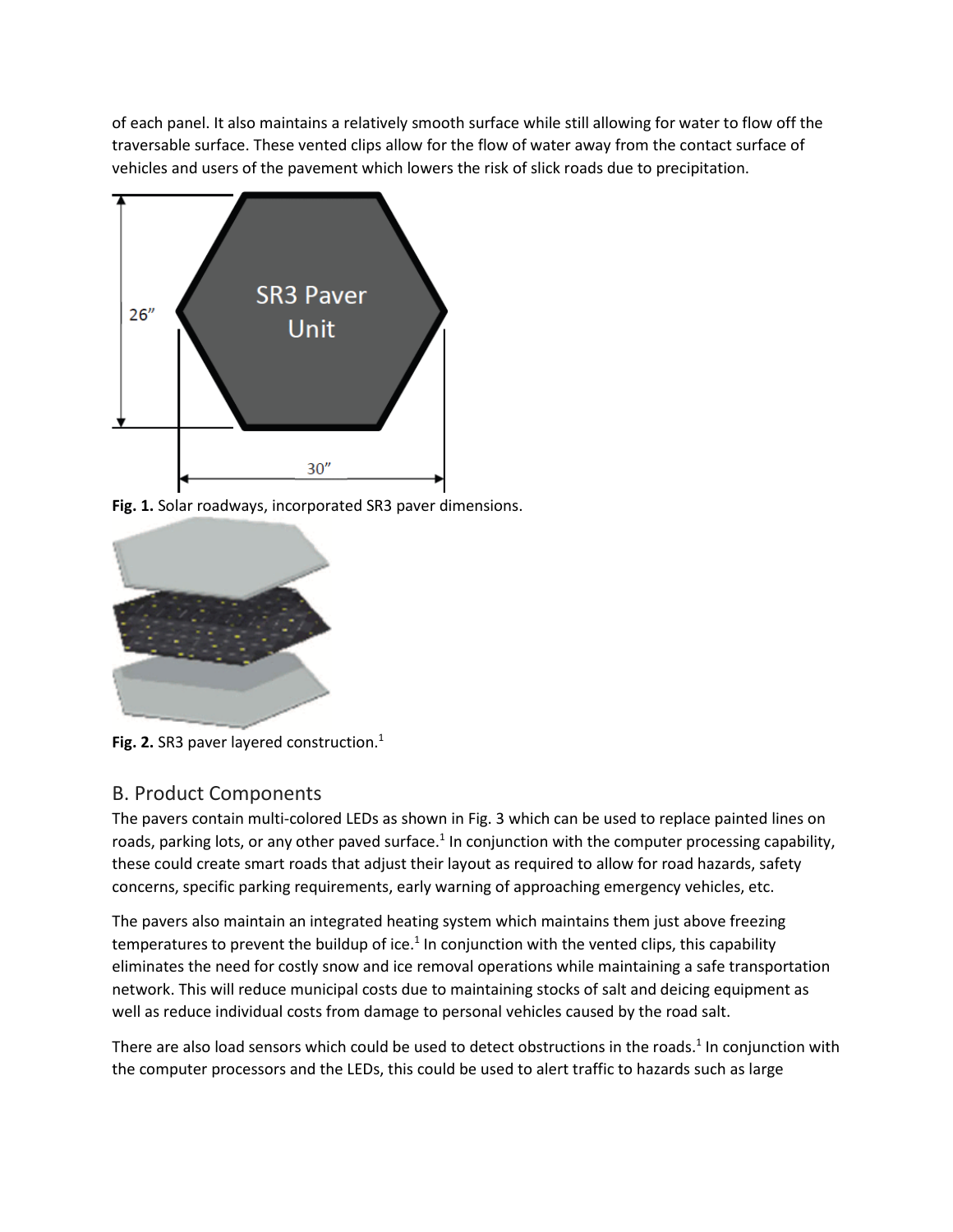of each panel. It also maintains a relatively smooth surface while still allowing for water to flow off the traversable surface. These vented clips allow for the flow of water away from the contact surface of vehicles and users of the pavement which lowers the risk of slick roads due to precipitation.

**Fig. 1.** Solar roadways, incorporated SR3 paver dimensions.

**Fig. 2.** SR3 paver layered construction.[1]

## B. Product Components

The pavers contain multi-colored LEDs as shown in Fig. 3 which can be used to replace painted lines on roads, parking lots, or any other paved surface.[1] In conjunction with the computer processing capability, these could create smart roads that adjust their layout as required to allow for road hazards, safety concerns, specific parking requirements, early warning of approaching emergency vehicles, etc.

The pavers also maintain an integrated heating system which maintains them just above freezing temperatures to prevent the buildup of ice.[1] In conjunction with the vented clips, this capability eliminates the need for costly snow and ice removal operations while maintaining a safe transportation network. This will reduce municipal costs due to maintaining stocks of salt and deicing equipment as well as reduce individual costs from damage to personal vehicles caused by the road salt.

There are also load sensors which could be used to detect obstructions in the roads.[1] In conjunction with the computer processors and the LEDs, this could be used to alert traffic to hazards such as large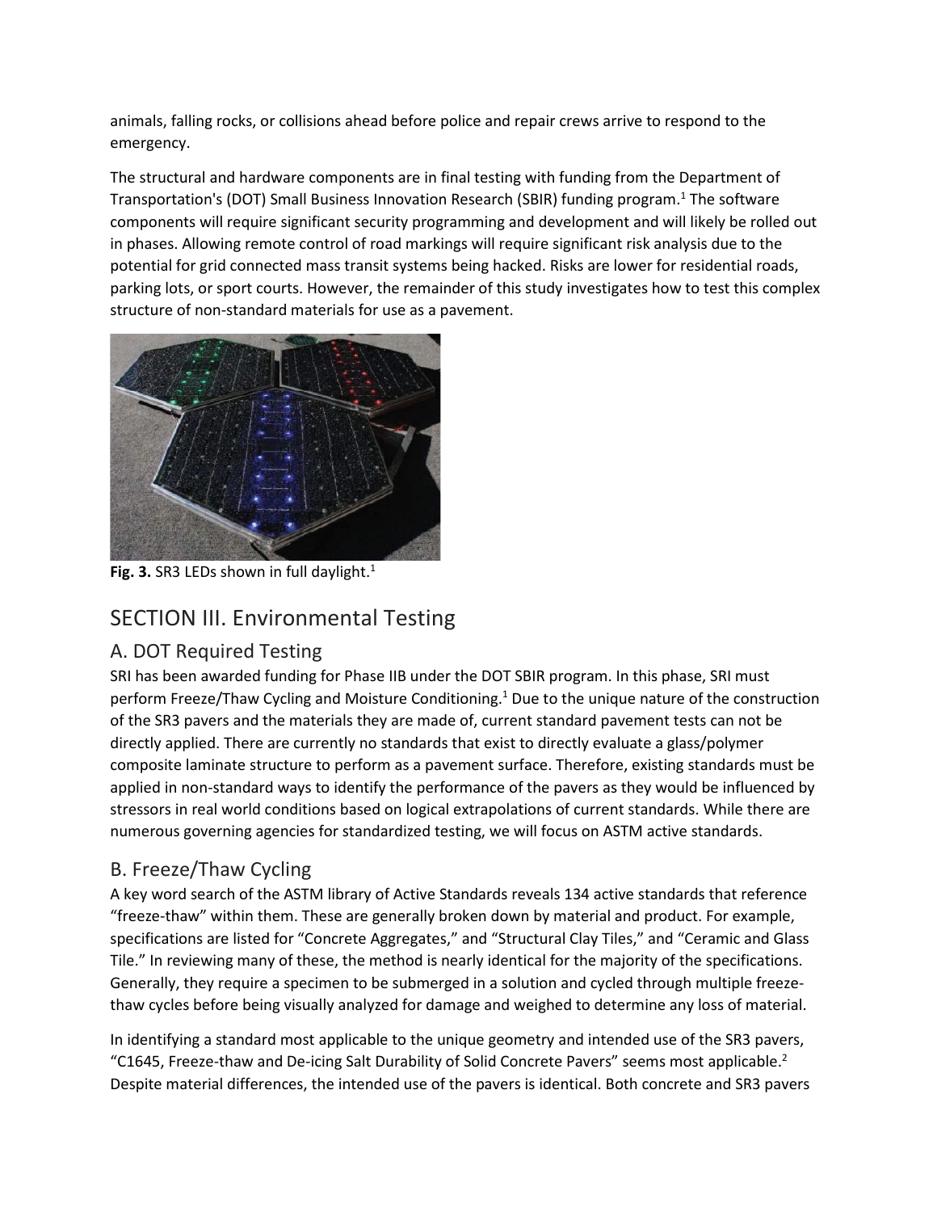animals, falling rocks, or collisions ahead before police and repair crews arrive to respond to the emergency.

The structural and hardware components are in final testing with funding from the Department of Transportation's (DOT) Small Business Innovation Research (SBIR) funding program.[1] The software components will require significant security programming and development and will likely be rolled out in phases. Allowing remote control of road markings will require significant risk analysis due to the potential for grid connected mass transit systems being hacked. Risks are lower for residential roads, parking lots, or sport courts. However, the remainder of this study investigates how to test this complex structure of non-standard materials for use as a pavement.

**Fig. 3.** SR3 LEDs shown in full daylight.[1]

## SECTION III. Environmental Testing

### A. DOT Required Testing

SRI has been awarded funding for Phase IIB under the DOT SBIR program. In this phase, SRI must perform Freeze/Thaw Cycling and Moisture Conditioning.[1] Due to the unique nature of the construction of the SR3 pavers and the materials they are made of, current standard pavement tests can not be directly applied. There are currently no standards that exist to directly evaluate a glass/polymer composite laminate structure to perform as a pavement surface. Therefore, existing standards must be applied in non-standard ways to identify the performance of the pavers as they would be influenced by stressors in real world conditions based on logical extrapolations of current standards. While there are numerous governing agencies for standardized testing, we will focus on ASTM active standards.

### B. Freeze/Thaw Cycling

A key word search of the ASTM library of Active Standards reveals 134 active standards that reference "freeze-thaw" within them. These are generally broken down by material and product. For example, specifications are listed for "Concrete Aggregates," and "Structural Clay Tiles," and "Ceramic and Glass Tile." In reviewing many of these, the method is nearly identical for the majority of the specifications. Generally, they require a specimen to be submerged in a solution and cycled through multiple freeze-thaw cycles before being visually analyzed for damage and weighed to determine any loss of material.

In identifying a standard most applicable to the unique geometry and intended use of the SR3 pavers, "C1645, Freeze-thaw and De-icing Salt Durability of Solid Concrete Pavers" seems most applicable.[2] Despite material differences, the intended use of the pavers is identical. Both concrete and SR3 pavers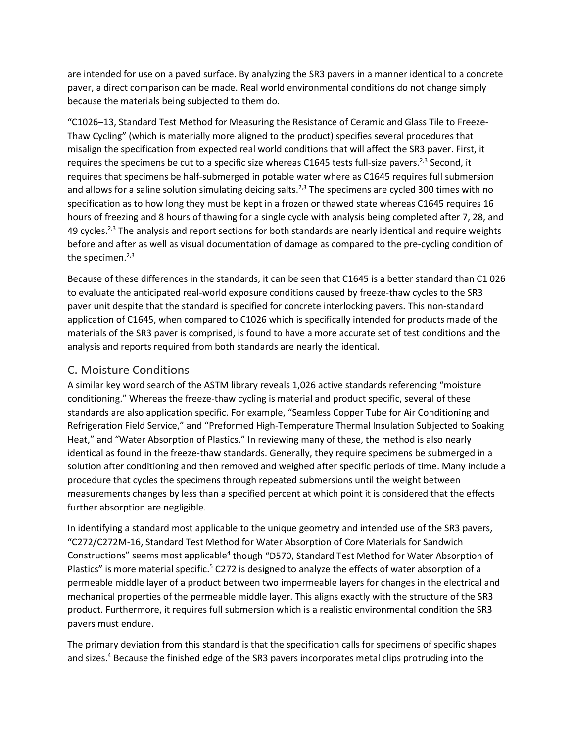are intended for use on a paved surface. By analyzing the SR3 pavers in a manner identical to a concrete paver, a direct comparison can be made. Real world environmental conditions do not change simply because the materials being subjected to them do.

"C1026–13, Standard Test Method for Measuring the Resistance of Ceramic and Glass Tile to Freeze-Thaw Cycling" (which is materially more aligned to the product) specifies several procedures that misalign the specification from expected real world conditions that will affect the SR3 paver. First, it requires the specimens be cut to a specific size whereas C1645 tests full-size pavers.[2,3] Second, it requires that specimens be half-submerged in potable water where as C1645 requires full submersion and allows for a saline solution simulating deicing salts.[2,3] The specimens are cycled 300 times with no specification as to how long they must be kept in a frozen or thawed state whereas C1645 requires 16 hours of freezing and 8 hours of thawing for a single cycle with analysis being completed after 7, 28, and 49 cycles.[2,3] The analysis and report sections for both standards are nearly identical and require weights before and after as well as visual documentation of damage as compared to the pre-cycling condition of the specimen.[2,3]

Because of these differences in the standards, it can be seen that C1645 is a better standard than C1 026 to evaluate the anticipated real-world exposure conditions caused by freeze-thaw cycles to the SR3 paver unit despite that the standard is specified for concrete interlocking pavers. This non-standard application of C1645, when compared to C1026 which is specifically intended for products made of the materials of the SR3 paver is comprised, is found to have a more accurate set of test conditions and the analysis and reports required from both standards are nearly the identical.

## C. Moisture Conditions

A similar key word search of the ASTM library reveals 1,026 active standards referencing "moisture conditioning." Whereas the freeze-thaw cycling is material and product specific, several of these standards are also application specific. For example, "Seamless Copper Tube for Air Conditioning and Refrigeration Field Service," and "Preformed High-Temperature Thermal Insulation Subjected to Soaking Heat," and "Water Absorption of Plastics." In reviewing many of these, the method is also nearly identical as found in the freeze-thaw standards. Generally, they require specimens be submerged in a solution after conditioning and then removed and weighed after specific periods of time. Many include a procedure that cycles the specimens through repeated submersions until the weight between measurements changes by less than a specified percent at which point it is considered that the effects further absorption are negligible.

In identifying a standard most applicable to the unique geometry and intended use of the SR3 pavers, "C272/C272M-16, Standard Test Method for Water Absorption of Core Materials for Sandwich Constructions" seems most applicable[4] though "D570, Standard Test Method for Water Absorption of Plastics" is more material specific.[5] C272 is designed to analyze the effects of water absorption of a permeable middle layer of a product between two impermeable layers for changes in the electrical and mechanical properties of the permeable middle layer. This aligns exactly with the structure of the SR3 product. Furthermore, it requires full submersion which is a realistic environmental condition the SR3 pavers must endure.

The primary deviation from this standard is that the specification calls for specimens of specific shapes and sizes.[4] Because the finished edge of the SR3 pavers incorporates metal clips protruding into the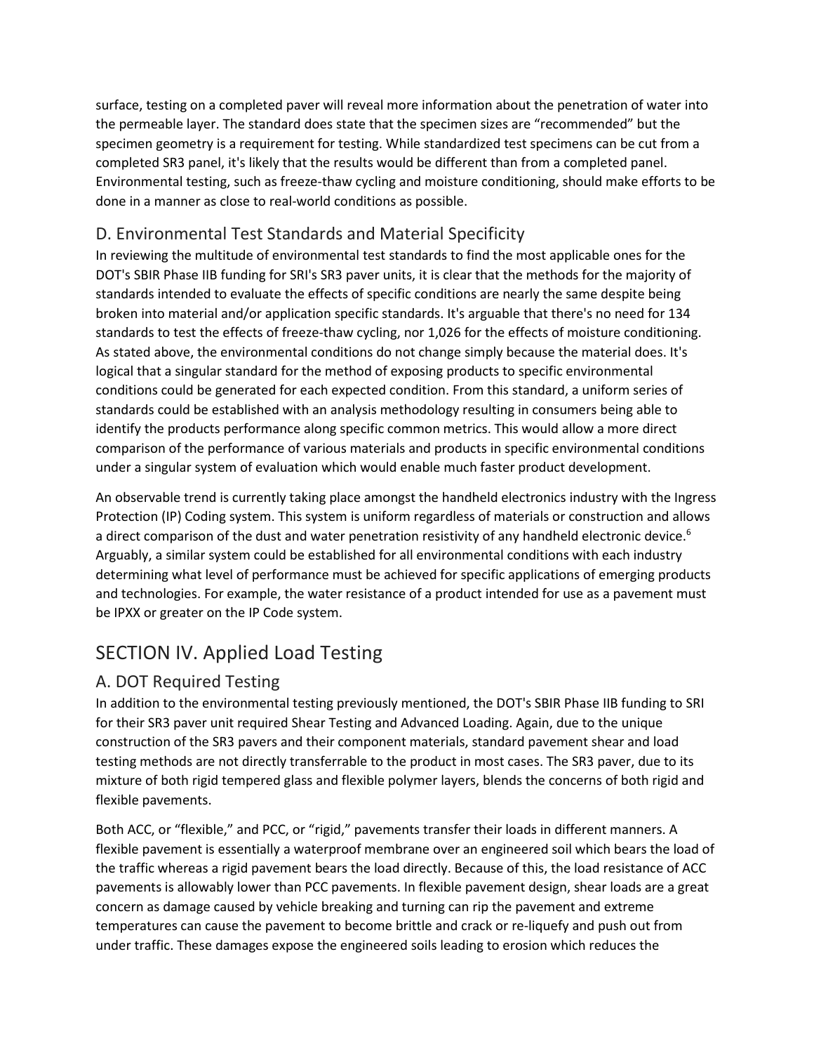surface, testing on a completed paver will reveal more information about the penetration of water into the permeable layer. The standard does state that the specimen sizes are "recommended" but the specimen geometry is a requirement for testing. While standardized test specimens can be cut from a completed SR3 panel, it's likely that the results would be different than from a completed panel. Environmental testing, such as freeze-thaw cycling and moisture conditioning, should make efforts to be done in a manner as close to real-world conditions as possible.

## D. Environmental Test Standards and Material Specificity

In reviewing the multitude of environmental test standards to find the most applicable ones for the DOT's SBIR Phase IIB funding for SRI's SR3 paver units, it is clear that the methods for the majority of standards intended to evaluate the effects of specific conditions are nearly the same despite being broken into material and/or application specific standards. It's arguable that there's no need for 134 standards to test the effects of freeze-thaw cycling, nor 1,026 for the effects of moisture conditioning. As stated above, the environmental conditions do not change simply because the material does. It's logical that a singular standard for the method of exposing products to specific environmental conditions could be generated for each expected condition. From this standard, a uniform series of standards could be established with an analysis methodology resulting in consumers being able to identify the products performance along specific common metrics. This would allow a more direct comparison of the performance of various materials and products in specific environmental conditions under a singular system of evaluation which would enable much faster product development.

An observable trend is currently taking place amongst the handheld electronics industry with the Ingress Protection (IP) Coding system. This system is uniform regardless of materials or construction and allows a direct comparison of the dust and water penetration resistivity of any handheld electronic device.[6] Arguably, a similar system could be established for all environmental conditions with each industry determining what level of performance must be achieved for specific applications of emerging products and technologies. For example, the water resistance of a product intended for use as a pavement must be IPXX or greater on the IP Code system.

# SECTION IV. Applied Load Testing

## A. DOT Required Testing

In addition to the environmental testing previously mentioned, the DOT's SBIR Phase IIB funding to SRI for their SR3 paver unit required Shear Testing and Advanced Loading. Again, due to the unique construction of the SR3 pavers and their component materials, standard pavement shear and load testing methods are not directly transferrable to the product in most cases. The SR3 paver, due to its mixture of both rigid tempered glass and flexible polymer layers, blends the concerns of both rigid and flexible pavements.

Both ACC, or "flexible," and PCC, or "rigid," pavements transfer their loads in different manners. A flexible pavement is essentially a waterproof membrane over an engineered soil which bears the load of the traffic whereas a rigid pavement bears the load directly. Because of this, the load resistance of ACC pavements is allowably lower than PCC pavements. In flexible pavement design, shear loads are a great concern as damage caused by vehicle breaking and turning can rip the pavement and extreme temperatures can cause the pavement to become brittle and crack or re-liquefy and push out from under traffic. These damages expose the engineered soils leading to erosion which reduces the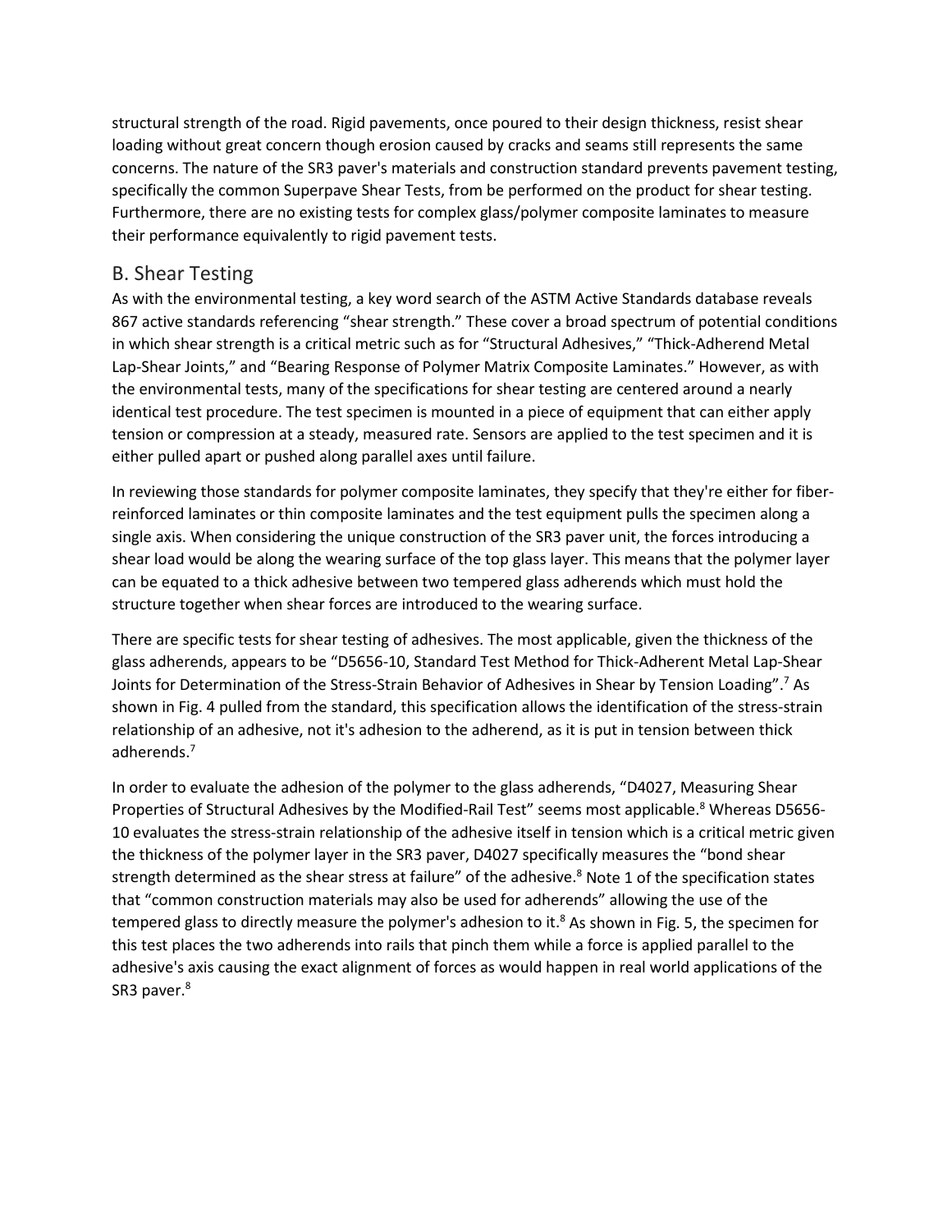structural strength of the road. Rigid pavements, once poured to their design thickness, resist shear loading without great concern though erosion caused by cracks and seams still represents the same concerns. The nature of the SR3 paver's materials and construction standard prevents pavement testing, specifically the common Superpave Shear Tests, from be performed on the product for shear testing. Furthermore, there are no existing tests for complex glass/polymer composite laminates to measure their performance equivalently to rigid pavement tests.

## B. Shear Testing

As with the environmental testing, a key word search of the ASTM Active Standards database reveals 867 active standards referencing "shear strength." These cover a broad spectrum of potential conditions in which shear strength is a critical metric such as for "Structural Adhesives," "Thick-Adherend Metal Lap-Shear Joints," and "Bearing Response of Polymer Matrix Composite Laminates." However, as with the environmental tests, many of the specifications for shear testing are centered around a nearly identical test procedure. The test specimen is mounted in a piece of equipment that can either apply tension or compression at a steady, measured rate. Sensors are applied to the test specimen and it is either pulled apart or pushed along parallel axes until failure.

In reviewing those standards for polymer composite laminates, they specify that they're either for fiber-reinforced laminates or thin composite laminates and the test equipment pulls the specimen along a single axis. When considering the unique construction of the SR3 paver unit, the forces introducing a shear load would be along the wearing surface of the top glass layer. This means that the polymer layer can be equated to a thick adhesive between two tempered glass adherends which must hold the structure together when shear forces are introduced to the wearing surface.

There are specific tests for shear testing of adhesives. The most applicable, given the thickness of the glass adherends, appears to be "D5656-10, Standard Test Method for Thick-Adherent Metal Lap-Shear Joints for Determination of the Stress-Strain Behavior of Adhesives in Shear by Tension Loading".[7] As shown in Fig. 4 pulled from the standard, this specification allows the identification of the stress-strain relationship of an adhesive, not it's adhesion to the adherend, as it is put in tension between thick adherends.[7]

In order to evaluate the adhesion of the polymer to the glass adherends, "D4027, Measuring Shear Properties of Structural Adhesives by the Modified-Rail Test" seems most applicable.[8] Whereas D5656-10 evaluates the stress-strain relationship of the adhesive itself in tension which is a critical metric given the thickness of the polymer layer in the SR3 paver, D4027 specifically measures the "bond shear strength determined as the shear stress at failure" of the adhesive.[8] Note 1 of the specification states that "common construction materials may also be used for adherends" allowing the use of the tempered glass to directly measure the polymer's adhesion to it.[8] As shown in Fig. 5, the specimen for this test places the two adherends into rails that pinch them while a force is applied parallel to the adhesive's axis causing the exact alignment of forces as would happen in real world applications of the SR3 paver.[8]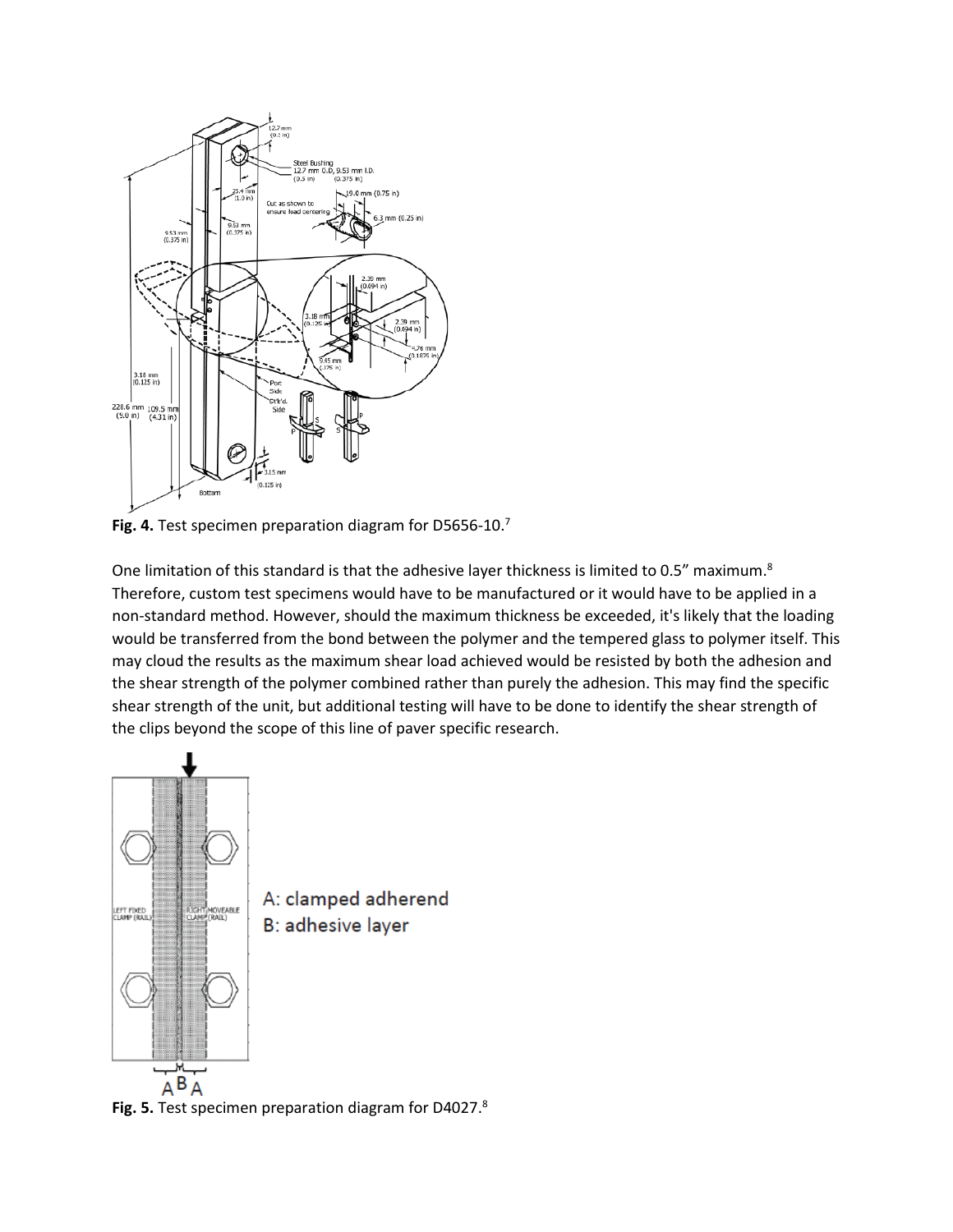**Fig. 4.** Test specimen preparation diagram for D5656-10.[7]

One limitation of this standard is that the adhesive layer thickness is limited to 0.5" maximum.[8] Therefore, custom test specimens would have to be manufactured or it would have to be applied in a non-standard method. However, should the maximum thickness be exceeded, it's likely that the loading would be transferred from the bond between the polymer and the tempered glass to polymer itself. This may cloud the results as the maximum shear load achieved would be resisted by both the adhesion and the shear strength of the polymer combined rather than purely the adhesion. This may find the specific shear strength of the unit, but additional testing will have to be done to identify the shear strength of the clips beyond the scope of this line of paver specific research.

**Fig. 5.** Test specimen preparation diagram for D4027.[8]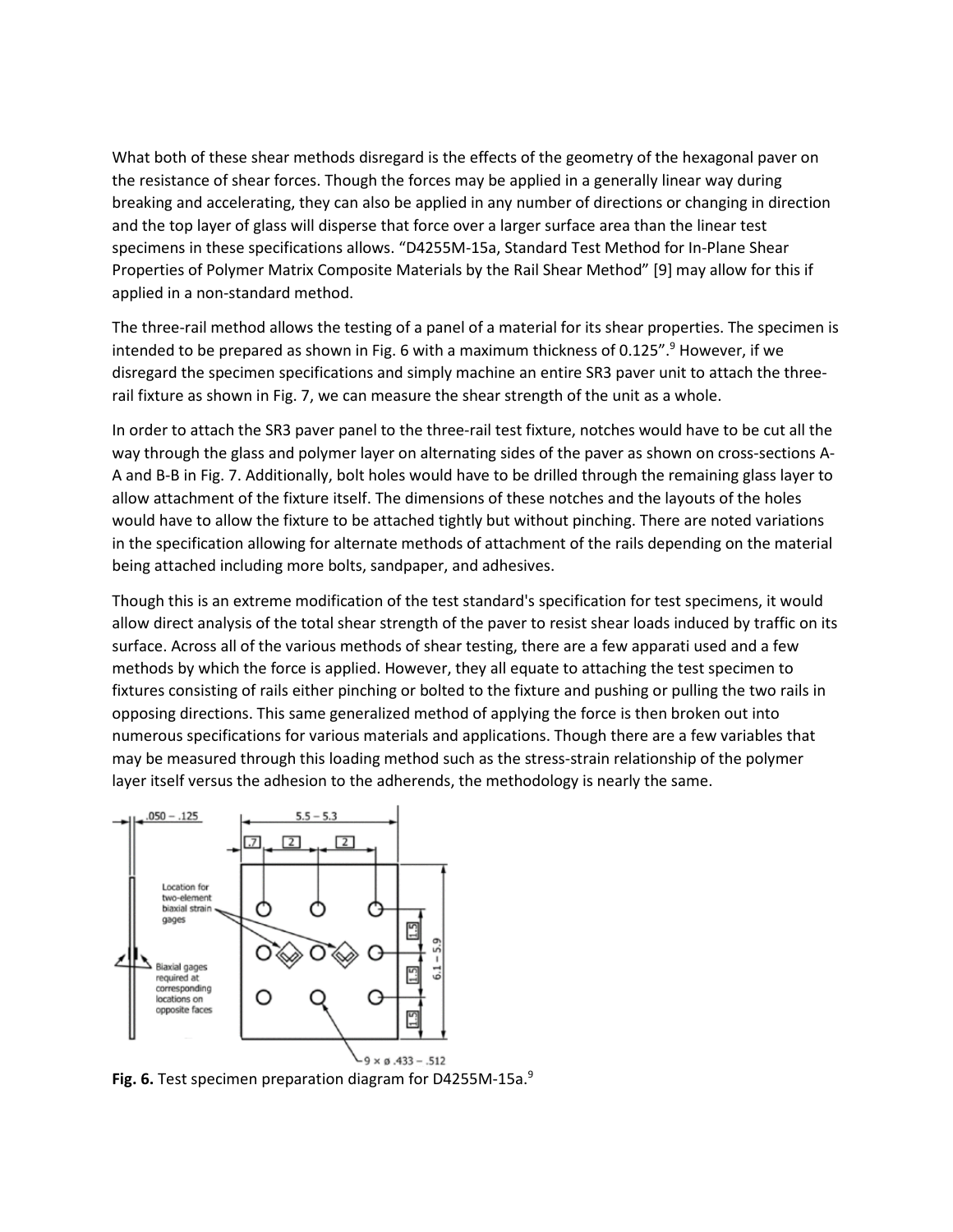What both of these shear methods disregard is the effects of the geometry of the hexagonal paver on the resistance of shear forces. Though the forces may be applied in a generally linear way during breaking and accelerating, they can also be applied in any number of directions or changing in direction and the top layer of glass will disperse that force over a larger surface area than the linear test specimens in these specifications allows. "D4255M-15a, Standard Test Method for In-Plane Shear Properties of Polymer Matrix Composite Materials by the Rail Shear Method" [9] may allow for this if applied in a non-standard method.

The three-rail method allows the testing of a panel of a material for its shear properties. The specimen is intended to be prepared as shown in Fig. 6 with a maximum thickness of 0.125".[9] However, if we disregard the specimen specifications and simply machine an entire SR3 paver unit to attach the three-rail fixture as shown in Fig. 7, we can measure the shear strength of the unit as a whole.

In order to attach the SR3 paver panel to the three-rail test fixture, notches would have to be cut all the way through the glass and polymer layer on alternating sides of the paver as shown on cross-sections A-A and B-B in Fig. 7. Additionally, bolt holes would have to be drilled through the remaining glass layer to allow attachment of the fixture itself. The dimensions of these notches and the layouts of the holes would have to allow the fixture to be attached tightly but without pinching. There are noted variations in the specification allowing for alternate methods of attachment of the rails depending on the material being attached including more bolts, sandpaper, and adhesives.

Though this is an extreme modification of the test standard's specification for test specimens, it would allow direct analysis of the total shear strength of the paver to resist shear loads induced by traffic on its surface. Across all of the various methods of shear testing, there are a few apparati used and a few methods by which the force is applied. However, they all equate to attaching the test specimen to fixtures consisting of rails either pinching or bolted to the fixture and pushing or pulling the two rails in opposing directions. This same generalized method of applying the force is then broken out into numerous specifications for various materials and applications. Though there are a few variables that may be measured through this loading method such as the stress-strain relationship of the polymer layer itself versus the adhesion to the adherends, the methodology is nearly the same.

.050 – .125

5.5 – 5.3

.7

2

2

Location for two-element biaxial strain gages

Biaxial gages required at corresponding locations on opposite faces

1.5

1.5

1.5

6.1 – 5.9

9 × ø .433 – .512

**Fig. 6.** Test specimen preparation diagram for D4255M-15a.[9]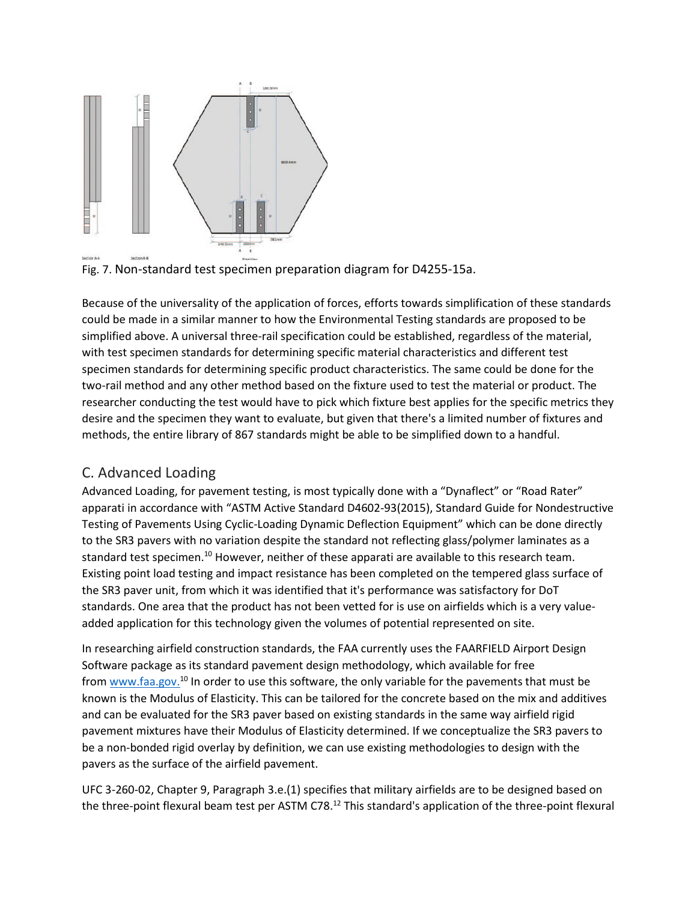Fig. 7. Non-standard test specimen preparation diagram for D4255-15a.

Because of the universality of the application of forces, efforts towards simplification of these standards could be made in a similar manner to how the Environmental Testing standards are proposed to be simplified above. A universal three-rail specification could be established, regardless of the material, with test specimen standards for determining specific material characteristics and different test specimen standards for determining specific product characteristics. The same could be done for the two-rail method and any other method based on the fixture used to test the material or product. The researcher conducting the test would have to pick which fixture best applies for the specific metrics they desire and the specimen they want to evaluate, but given that there's a limited number of fixtures and methods, the entire library of 867 standards might be able to be simplified down to a handful.

## C. Advanced Loading

Advanced Loading, for pavement testing, is most typically done with a "Dynaflect" or "Road Rater" apparati in accordance with "ASTM Active Standard D4602-93(2015), Standard Guide for Nondestructive Testing of Pavements Using Cyclic-Loading Dynamic Deflection Equipment" which can be done directly to the SR3 pavers with no variation despite the standard not reflecting glass/polymer laminates as a standard test specimen.[10] However, neither of these apparati are available to this research team. Existing point load testing and impact resistance has been completed on the tempered glass surface of the SR3 paver unit, from which it was identified that it's performance was satisfactory for DoT standards. One area that the product has not been vetted for is use on airfields which is a very value-added application for this technology given the volumes of potential represented on site.

In researching airfield construction standards, the FAA currently uses the FAARFIELD Airport Design Software package as its standard pavement design methodology, which available for free from www.faa.gov.[10] In order to use this software, the only variable for the pavements that must be known is the Modulus of Elasticity. This can be tailored for the concrete based on the mix and additives and can be evaluated for the SR3 paver based on existing standards in the same way airfield rigid pavement mixtures have their Modulus of Elasticity determined. If we conceptualize the SR3 pavers to be a non-bonded rigid overlay by definition, we can use existing methodologies to design with the pavers as the surface of the airfield pavement.

UFC 3-260-02, Chapter 9, Paragraph 3.e.(1) specifies that military airfields are to be designed based on the three-point flexural beam test per ASTM C78.[12] This standard's application of the three-point flexural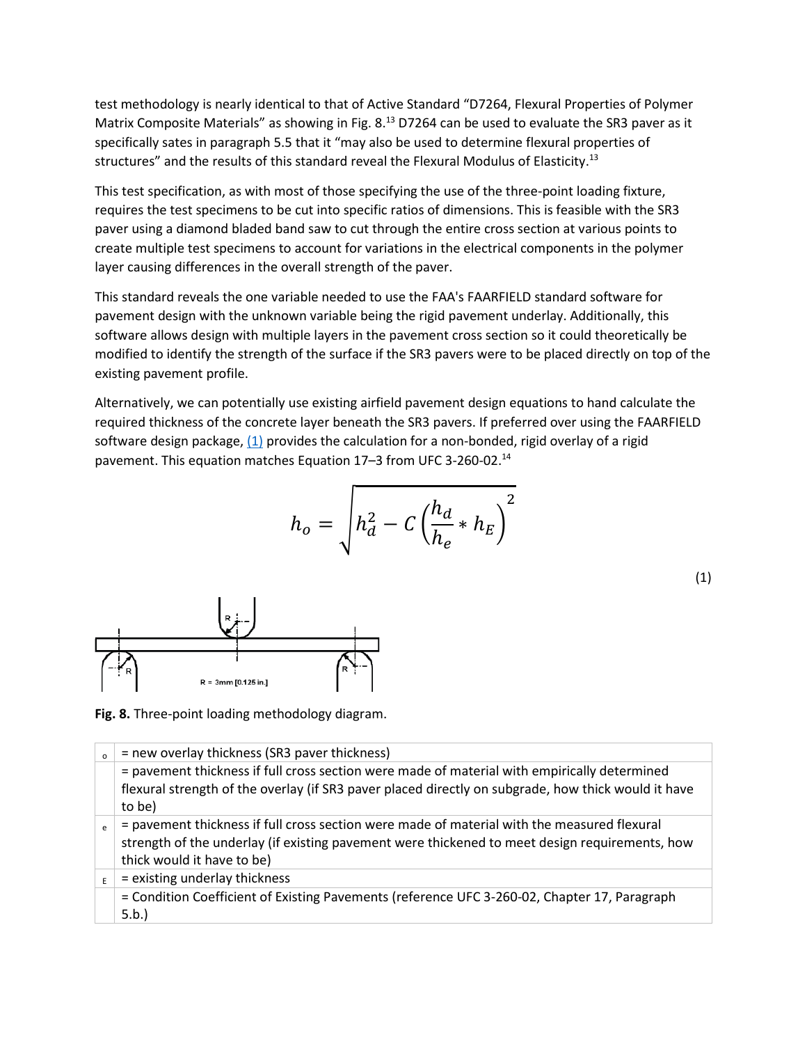test methodology is nearly identical to that of Active Standard "D7264, Flexural Properties of Polymer Matrix Composite Materials" as showing in Fig. 8.[13] D7264 can be used to evaluate the SR3 paver as it specifically sates in paragraph 5.5 that it "may also be used to determine flexural properties of structures" and the results of this standard reveal the Flexural Modulus of Elasticity.[13]

This test specification, as with most of those specifying the use of the three-point loading fixture, requires the test specimens to be cut into specific ratios of dimensions. This is feasible with the SR3 paver using a diamond bladed band saw to cut through the entire cross section at various points to create multiple test specimens to account for variations in the electrical components in the polymer layer causing differences in the overall strength of the paver.

This standard reveals the one variable needed to use the FAA's FAARFIELD standard software for pavement design with the unknown variable being the rigid pavement underlay. Additionally, this software allows design with multiple layers in the pavement cross section so it could theoretically be modified to identify the strength of the surface if the SR3 pavers were to be placed directly on top of the existing pavement profile.

Alternatively, we can potentially use existing airfield pavement design equations to hand calculate the required thickness of the concrete layer beneath the SR3 pavers. If preferred over using the FAARFIELD software design package, (1) provides the calculation for a non-bonded, rigid overlay of a rigid pavement. This equation matches Equation 17–3 from UFC 3-260-02.[14]

$$h_o = \sqrt{h_d^2 - C\left(\frac{h_d}{h_e} * h_E\right)^2} \tag{1}$$

R

R

R

R = 3mm [0.125 in.]

**Fig. 8.** Three-point loading methodology diagram.

| | |
|---|---|
| o | = new overlay thickness (SR3 paver thickness) |
| | = pavement thickness if full cross section were made of material with empirically determined flexural strength of the overlay (if SR3 paver placed directly on subgrade, how thick would it have to be) |
| e | = pavement thickness if full cross section were made of material with the measured flexural strength of the underlay (if existing pavement were thickened to meet design requirements, how thick would it have to be) |
| E | = existing underlay thickness |
| | = Condition Coefficient of Existing Pavements (reference UFC 3-260-02, Chapter 17, Paragraph 5.b.) |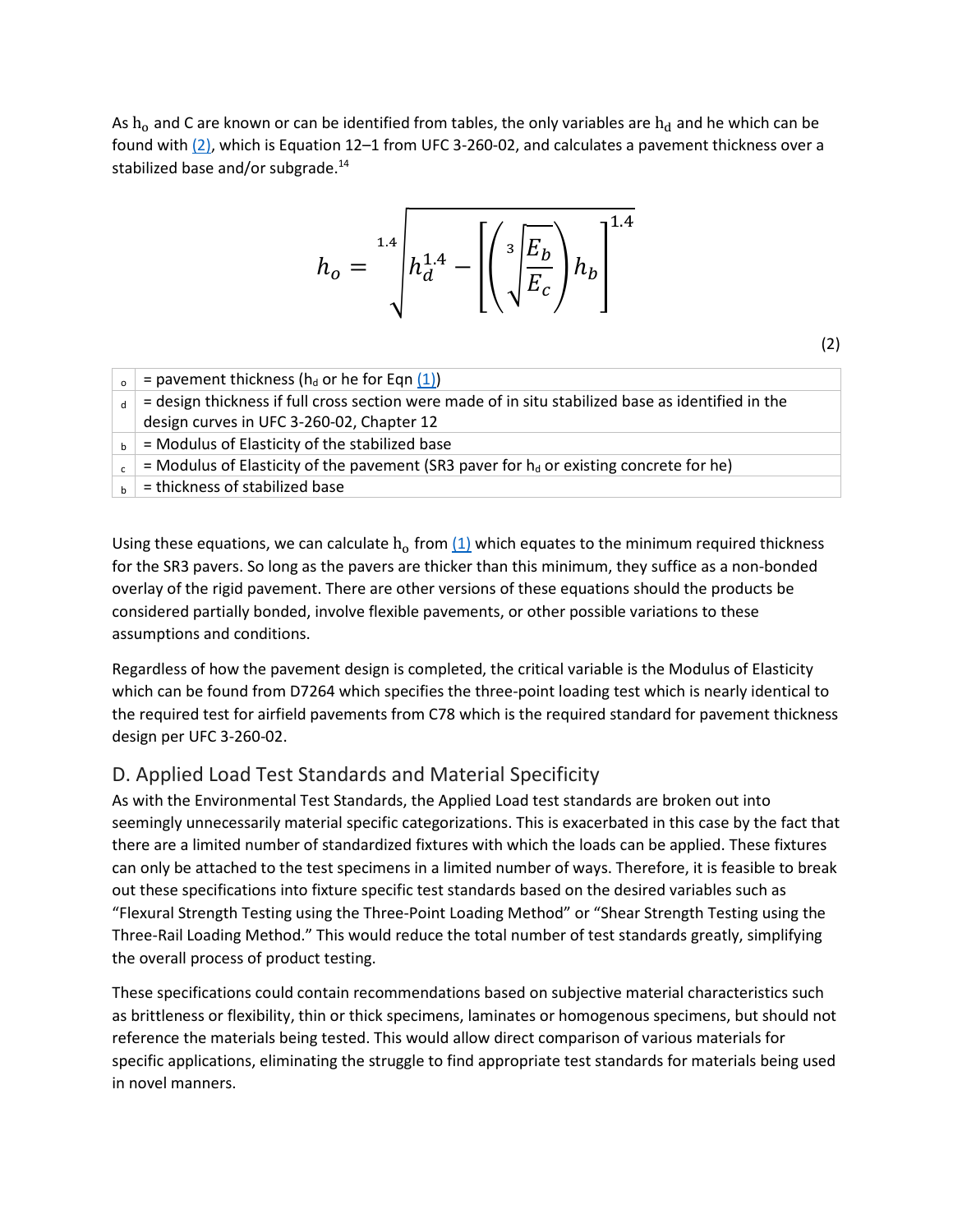As $h_o$ and C are known or can be identified from tables, the only variables are $h_d$ and he which can be found with (2), which is Equation 12–1 from UFC 3-260-02, and calculates a pavement thickness over a stabilized base and/or subgrade.[14]

$$h_o = \sqrt[1.4]{h_d^{1.4} - \left[\left(\sqrt[3]{\frac{E_b}{E_c}}\right) h_b\right]^{1.4}} \tag{2}$$

| | |
|---|---|
| o | = pavement thickness ($h_d$ or he for Eqn (1)) |
| d | = design thickness if full cross section were made of in situ stabilized base as identified in the design curves in UFC 3-260-02, Chapter 12 |
| b | = Modulus of Elasticity of the stabilized base |
| c | = Modulus of Elasticity of the pavement (SR3 paver for $h_d$ or existing concrete for he) |
| b | = thickness of stabilized base |

Using these equations, we can calculate $h_o$ from (1) which equates to the minimum required thickness for the SR3 pavers. So long as the pavers are thicker than this minimum, they suffice as a non-bonded overlay of the rigid pavement. There are other versions of these equations should the products be considered partially bonded, involve flexible pavements, or other possible variations to these assumptions and conditions.

Regardless of how the pavement design is completed, the critical variable is the Modulus of Elasticity which can be found from D7264 which specifies the three-point loading test which is nearly identical to the required test for airfield pavements from C78 which is the required standard for pavement thickness design per UFC 3-260-02.

## D. Applied Load Test Standards and Material Specificity

As with the Environmental Test Standards, the Applied Load test standards are broken out into seemingly unnecessarily material specific categorizations. This is exacerbated in this case by the fact that there are a limited number of standardized fixtures with which the loads can be applied. These fixtures can only be attached to the test specimens in a limited number of ways. Therefore, it is feasible to break out these specifications into fixture specific test standards based on the desired variables such as "Flexural Strength Testing using the Three-Point Loading Method" or "Shear Strength Testing using the Three-Rail Loading Method." This would reduce the total number of test standards greatly, simplifying the overall process of product testing.

These specifications could contain recommendations based on subjective material characteristics such as brittleness or flexibility, thin or thick specimens, laminates or homogenous specimens, but should not reference the materials being tested. This would allow direct comparison of various materials for specific applications, eliminating the struggle to find appropriate test standards for materials being used in novel manners.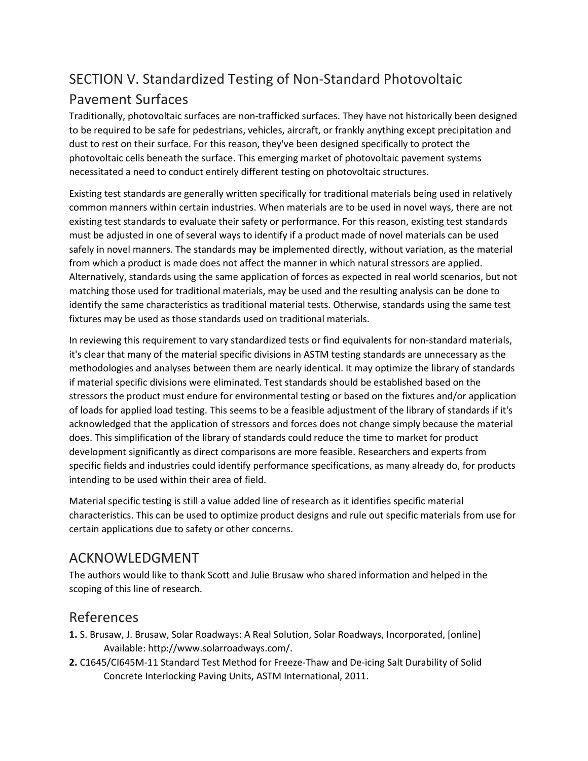## SECTION V. Standardized Testing of Non-Standard Photovoltaic Pavement Surfaces

Traditionally, photovoltaic surfaces are non-trafficked surfaces. They have not historically been designed to be required to be safe for pedestrians, vehicles, aircraft, or frankly anything except precipitation and dust to rest on their surface. For this reason, they've been designed specifically to protect the photovoltaic cells beneath the surface. This emerging market of photovoltaic pavement systems necessitated a need to conduct entirely different testing on photovoltaic structures.

Existing test standards are generally written specifically for traditional materials being used in relatively common manners within certain industries. When materials are to be used in novel ways, there are not existing test standards to evaluate their safety or performance. For this reason, existing test standards must be adjusted in one of several ways to identify if a product made of novel materials can be used safely in novel manners. The standards may be implemented directly, without variation, as the material from which a product is made does not affect the manner in which natural stressors are applied. Alternatively, standards using the same application of forces as expected in real world scenarios, but not matching those used for traditional materials, may be used and the resulting analysis can be done to identify the same characteristics as traditional material tests. Otherwise, standards using the same test fixtures may be used as those standards used on traditional materials.

In reviewing this requirement to vary standardized tests or find equivalents for non-standard materials, it's clear that many of the material specific divisions in ASTM testing standards are unnecessary as the methodologies and analyses between them are nearly identical. It may optimize the library of standards if material specific divisions were eliminated. Test standards should be established based on the stressors the product must endure for environmental testing or based on the fixtures and/or application of loads for applied load testing. This seems to be a feasible adjustment of the library of standards if it's acknowledged that the application of stressors and forces does not change simply because the material does. This simplification of the library of standards could reduce the time to market for product development significantly as direct comparisons are more feasible. Researchers and experts from specific fields and industries could identify performance specifications, as many already do, for products intending to be used within their area of field.

Material specific testing is still a value added line of research as it identifies specific material characteristics. This can be used to optimize product designs and rule out specific materials from use for certain applications due to safety or other concerns.

## ACKNOWLEDGMENT

The authors would like to thank Scott and Julie Brusaw who shared information and helped in the scoping of this line of research.

## References

**1.** S. Brusaw, J. Brusaw, Solar Roadways: A Real Solution, Solar Roadways, Incorporated, [online] Available: http://www.solarroadways.com/.

**2.** C1645/CI645M-11 Standard Test Method for Freeze-Thaw and De-icing Salt Durability of Solid Concrete Interlocking Paving Units, ASTM International, 2011.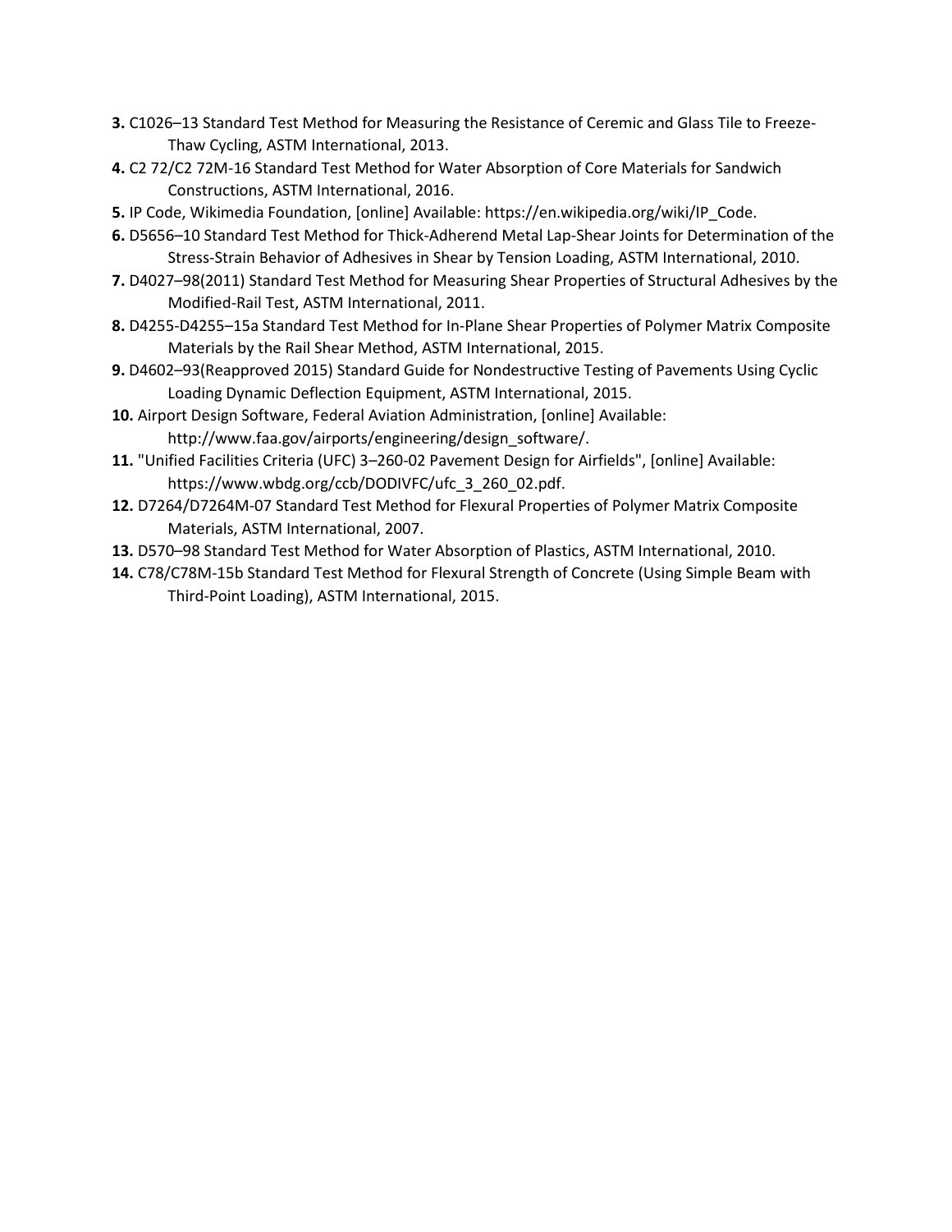**3.** C1026–13 Standard Test Method for Measuring the Resistance of Ceremic and Glass Tile to Freeze-Thaw Cycling, ASTM International, 2013.

**4.** C2 72/C2 72M-16 Standard Test Method for Water Absorption of Core Materials for Sandwich Constructions, ASTM International, 2016.

**5.** IP Code, Wikimedia Foundation, [online] Available: https://en.wikipedia.org/wiki/IP_Code.

**6.** D5656–10 Standard Test Method for Thick-Adherend Metal Lap-Shear Joints for Determination of the Stress-Strain Behavior of Adhesives in Shear by Tension Loading, ASTM International, 2010.

**7.** D4027–98(2011) Standard Test Method for Measuring Shear Properties of Structural Adhesives by the Modified-Rail Test, ASTM International, 2011.

**8.** D4255-D4255–15a Standard Test Method for In-Plane Shear Properties of Polymer Matrix Composite Materials by the Rail Shear Method, ASTM International, 2015.

**9.** D4602–93(Reapproved 2015) Standard Guide for Nondestructive Testing of Pavements Using Cyclic Loading Dynamic Deflection Equipment, ASTM International, 2015.

**10.** Airport Design Software, Federal Aviation Administration, [online] Available: http://www.faa.gov/airports/engineering/design_software/.

**11.** "Unified Facilities Criteria (UFC) 3–260-02 Pavement Design for Airfields", [online] Available: https://www.wbdg.org/ccb/DODIVFC/ufc_3_260_02.pdf.

**12.** D7264/D7264M-07 Standard Test Method for Flexural Properties of Polymer Matrix Composite Materials, ASTM International, 2007.

**13.** D570–98 Standard Test Method for Water Absorption of Plastics, ASTM International, 2010.

**14.** C78/C78M-15b Standard Test Method for Flexural Strength of Concrete (Using Simple Beam with Third-Point Loading), ASTM International, 2015.